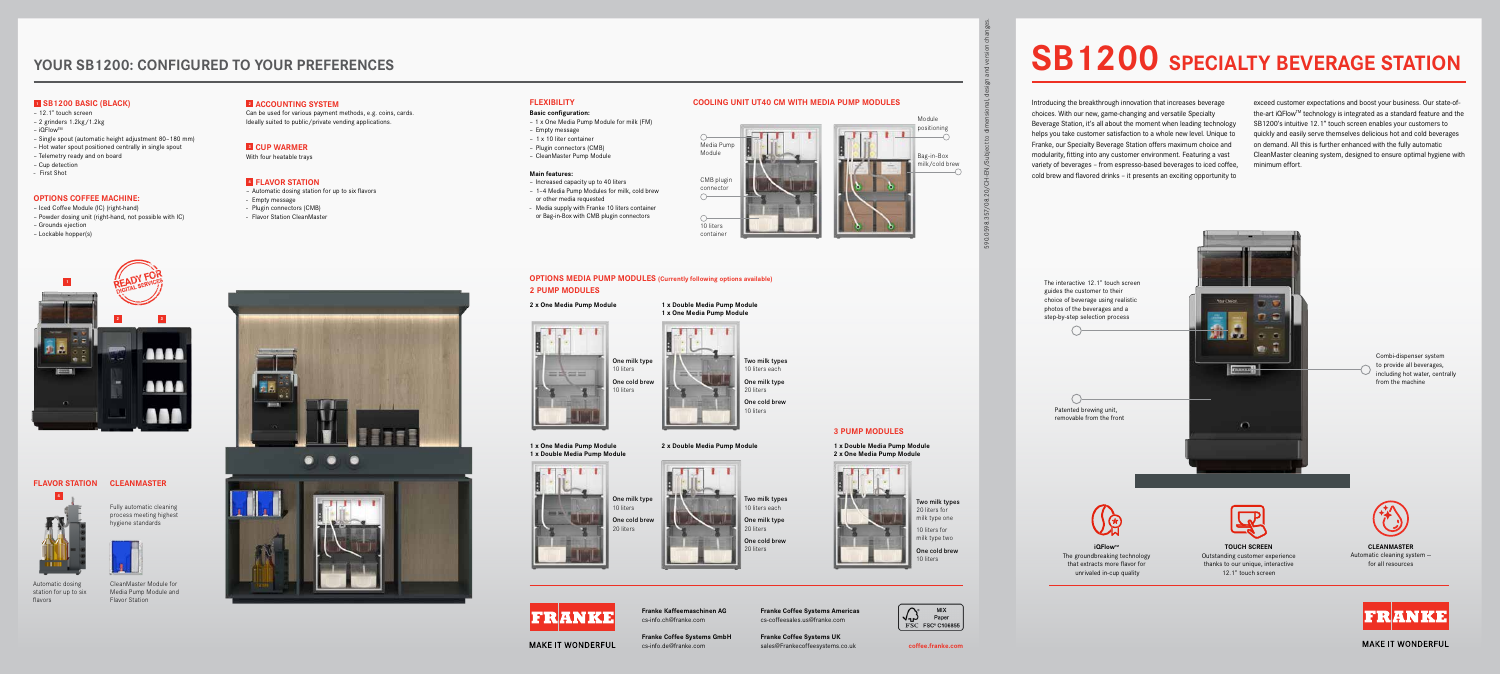# YOUR SB1200: CONFIGURED TO YOUR PREFERENCES

### 1 SB1200 BASIC (BLACK)

- 12.1" touch screen
- 2 grinders 1.2kg/1.2kg
- iQFlow™
- Single spout (automatic height adjustment 80–180 mm)
- Hot water spout positioned centrally in single spout
- Telemetry ready and on board
- Cup detection
- First Shot

### OPTIONS COFFEE MACHINE:

- Iced Coffee Module (IC) (right-hand)
- Powder dosing unit (right-hand, not possible with IC)
- Grounds ejection
- Lockable hopper(s)

### 2 ACCOUNTING SYSTEM

Can be used for various payment methods, e.g. coins, cards. Ideally suited to public/private vending applications.

### 3 CUP WARMER

With four heatable trays

### 4 FLAVOR STATION

- Automatic dosing station for up to six flavors
- Empty message
- Plugin connectors (CMB)
- Flavor Station CleanMaster

READY FOR DIGITAL SERVICES

### FLAVOR STATION

Automatic dosing station for up to six flavors

### CLEANMASTER

Fully automatic cleaning process meeting highest hygiene standards

CleanMaster Module for Media Pump Module and Flavor Station

### FLEXIBILITY

**Basic configuration:**

- 1 x One Media Pump Module for milk (FM)
- Empty message
- 1 x 10 liter container
- Plugin connectors (CMB)
- CleanMaster Pump Module

**Main features:**

- Increased capacity up to 40 liters
- 1–4 Media Pump Modules for milk, cold brew or other media requested
- Media supply with Franke 10 liters container or Bag-in-Box with CMB plugin connectors

### COOLING UNIT UT40 CM WITH MEDIA PUMP MODULES

Media Pump Module

CMB plugin connector

10 liters container

Module positioning

Bag-in-Box milk/cold brew

### OPTIONS MEDIA PUMP MODULES (Currently following options available)

### 2 PUMP MODULES

**2 x One Media Pump Module**

**One milk type** 10 liters

**One cold brew** 10 liters

**1 x Double Media Pump Module**
**1 x One Media Pump Module**

**Two milk types** 10 liters each

**One milk type** 20 liters

**One cold brew** 10 liters

**1 x One Media Pump Module**
**1 x Double Media Pump Module**

**One milk type** 10 liters

**One cold brew** 20 liters

**2 x Double Media Pump Module**

**Two milk types** 10 liters each

**One milk type** 20 liters

**One cold brew** 20 liters

### 3 PUMP MODULES

**1 x Double Media Pump Module**
**2 x One Media Pump Module**

**Two milk types** 20 liters for milk type one

10 liters for milk type two

**One cold brew** 10 liters

FRANKE
MAKE IT WONDERFUL

**Franke Kaffeemaschinen AG**
cs-info.ch@franke.com

**Franke Coffee Systems GmbH**
cs-info.de@franke.com

**Franke Coffee Systems Americas**
cs-coffeesales.us@franke.com

**Franke Coffee Systems UK**
sales@Frankecoffeesystems.co.uk

MIX Paper FSC® C106855

coffee.franke.com

5900998.357/08.20/CH-EN/Subject to dimensional, design and version changes.

# SB1200 SPECIALTY BEVERAGE STATION

Introducing the breakthrough innovation that increases beverage choices. With our new, game-changing and versatile Specialty Beverage Station, it's all about the moment when leading technology helps you take customer satisfaction to a whole new level. Unique to Franke, our Specialty Beverage Station offers maximum choice and modularity, fitting into any customer environment. Featuring a vast variety of beverages – from espresso-based beverages to iced coffee, cold brew and flavored drinks – it presents an exciting opportunity to exceed customer expectations and boost your business. Our state-of-the-art iQFlow™ technology is integrated as a standard feature and the SB1200's intuitive 12.1" touch screen enables your customers to quickly and easily serve themselves delicious hot and cold beverages on demand. All this is further enhanced with the fully automatic CleanMaster cleaning system, designed to ensure optimal hygiene with minimum effort.

The interactive 12.1" touch screen guides the customer to their choice of beverage using realistic photos of the beverages and a step-by-step selection process

Patented brewing unit, removable from the front

Combi-dispenser system to provide all beverages, including hot water, centrally from the machine

**iQFlow™**
The groundbreaking technology that extracts more flavor for unrivaled in-cup quality

**TOUCH SCREEN**
Outstanding customer experience thanks to our unique, interactive 12.1" touch screen

**CLEANMASTER**
Automatic cleaning system – for all resources

FRANKE
MAKE IT WONDERFUL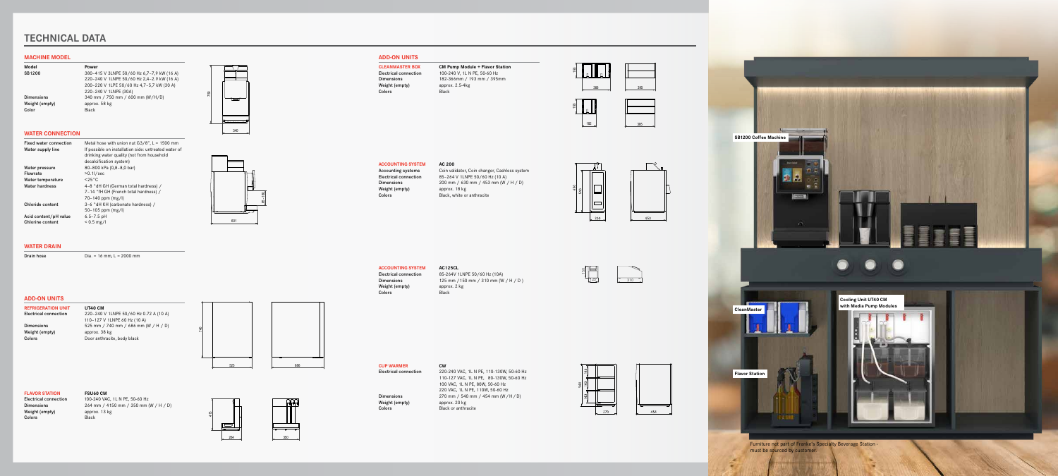# TECHNICAL DATA

## MACHINE MODEL

| | |
|---|---|
| **Model** | **Power** |
| **SB1200** | 380–415 V 3LNPE 50/60 Hz 6,7–7,9 kW (16 A) |
| | 220–240 V 1LNPE 50/60 Hz 2,4–2,9 kW (16 A) |
| | 200–220 V 1LPE 50/60 Hz 4,7–5,7 kW (30 A) |
| | 220–240 V 1LNPE (30A) |
| **Dimensions** | 340 mm / 750 mm / 600 mm (W/H/D) |
| **Weight (empty)** | approx. 58 kg |
| **Color** | Black |

750

340

## WATER CONNECTION

| | |
|---|---|
| **Fixed water connection** | Metal hose with union nut G3/8", L = 1500 mm |
| **Water supply line** | If possible on installation side: untreated water of drinking water quality (not from household decalcification system) |
| **Water pressure** | 80–800 kPa (0,8–8,0 bar) |
| **Flowrate** | >0.1l/sec |
| **Water temperature** | <25°C |
| **Water hardness** | 4–8 °dH GH (German total hardness) / 7–14 °fH GH (French total hardness) / 70–140 ppm (mg/l) |
| **Chloride content** | 3–6 °dH KH (carbonate hardness) / 50–105 ppm (mg/l) |
| **Acid content/pH value** | 6.5–7.5 pH |
| **Chlorine content** | < 0.5 mg/l |

85–185

601

## WATER DRAIN

| | |
|---|---|
| **Drain hose** | Dia. = 16 mm, L = 2000 mm |

## ADD-ON UNITS

| | |
|---|---|
| **REFRIGERATION UNIT** | **UT40 CM** |
| **Electrical connection** | 220–240 V 1LNPE 50/60 Hz 0.72 A (10 A) |
| | 110–127 V 1LNPE 60 Hz (10 A) |
| **Dimensions** | 525 mm / 740 mm / 686 mm (W / H / D) |
| **Weight (empty)** | approx. 38 kg |
| **Colors** | Door anthracite, body black |

740

525

686

| | |
|---|---|
| **FLAVOR STATION** | **FSU60 CM** |
| **Electrical connection** | 100-240 VAC, 1L N PE, 50-60 Hz |
| **Dimensions** | 264 mm / 4150 mm / 350 mm (W / H / D) |
| **Weight (empty)** | approx. 13 kg |
| **Colors** | Black |

415

264

350

## ADD-ON UNITS

| | |
|---|---|
| **CLEANMASTER BOX** | **CM Pump Module + Flavor Station** |
| **Electrical connection** | 100-240 V, 1L N PE, 50-60 Hz |
| **Dimensions** | 182-366mm / 193 mm / 395mm |
| **Weight (empty)** | approx. 2.5-4kg |
| **Colors** | Black |

193

366

395

193

182

395

| | |
|---|---|
| **ACCOUNTING SYSTEM** | **AC 200** |
| **Accounting systems** | Coin validator, Coin changer, Cashless system |
| **Electrical connection** | 85–264 V 1LNPE 50/60 Hz (10 A) |
| **Dimensions** | 200 mm / 630 mm / 453 mm (W / H / D) |
| **Weight (empty)** | approx. 18 kg |
| **Colors** | Black, white or anthracite |

630

200

453

| | |
|---|---|
| **ACCOUNTING SYSTEM** | **AC125CL** |
| **Electrical connection** | 85-264V 1LNPE 50/60 Hz (10A) |
| **Dimensions** | 125 mm / 150 mm / 310 mm (W / H / D ) |
| **Weight (empty)** | approx. 2 kg |
| **Colors** | Black |

150

125

310

| | |
|---|---|
| **CUP WARMER** | **CW** |
| **Electrical connection** | 220-240 VAC, 1L N PE, 110-130W, 50-60 Hz |
| | 110-127 VAC, 1L N PE, 80-130W, 50-60 Hz |
| | 100 VAC, 1L N PE, 80W, 50-60 Hz |
| | 220 VAC, 1L N PE, 110W, 50-60 Hz |
| **Dimensions** | 270 mm / 540 mm / 454 mm (W / H / D) |
| **Weight (empty)** | approx. 20 kg |
| **Colors** | Black or anthracite |

540

270

454

SB1200 Coffee Machine

CleanMaster

Cooling Unit UT40 CM with Media Pump Modules

Flavor Station

Furniture not part of Franke's Specialty Beverage Station - must be sourced by customer.